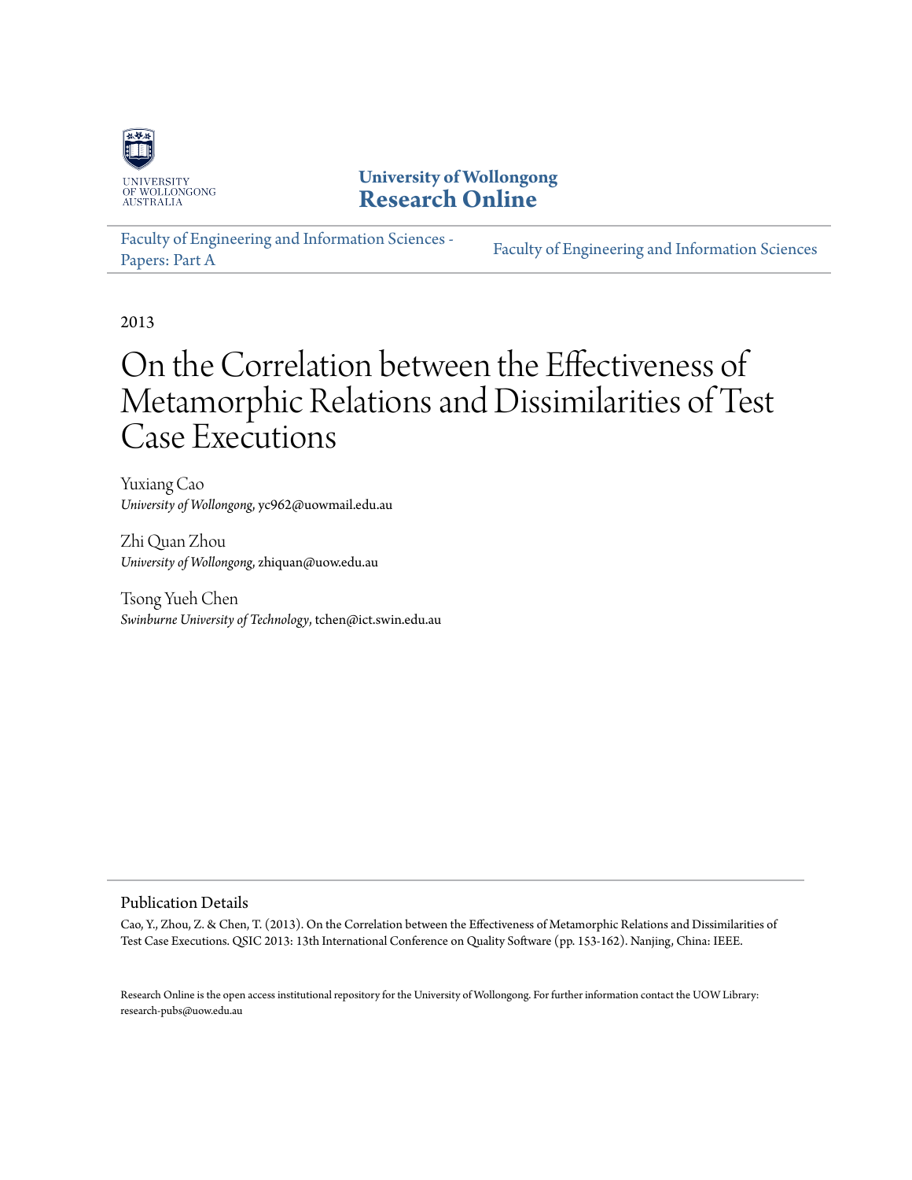University of Wollongong
# Research Online

Faculty of Engineering and Information Sciences - Papers: Part A

Faculty of Engineering and Information Sciences

2013

# On the Correlation between the Effectiveness of Metamorphic Relations and Dissimilarities of Test Case Executions

Yuxiang Cao
*University of Wollongong*, yc962@uowmail.edu.au

Zhi Quan Zhou
*University of Wollongong*, zhiquan@uow.edu.au

Tsong Yueh Chen
*Swinburne University of Technology*, tchen@ict.swin.edu.au

## Publication Details

Cao, Y., Zhou, Z. & Chen, T. (2013). On the Correlation between the Effectiveness of Metamorphic Relations and Dissimilarities of Test Case Executions. QSIC 2013: 13th International Conference on Quality Software (pp. 153-162). Nanjing, China: IEEE.

Research Online is the open access institutional repository for the University of Wollongong. For further information contact the UOW Library: research-pubs@uow.edu.au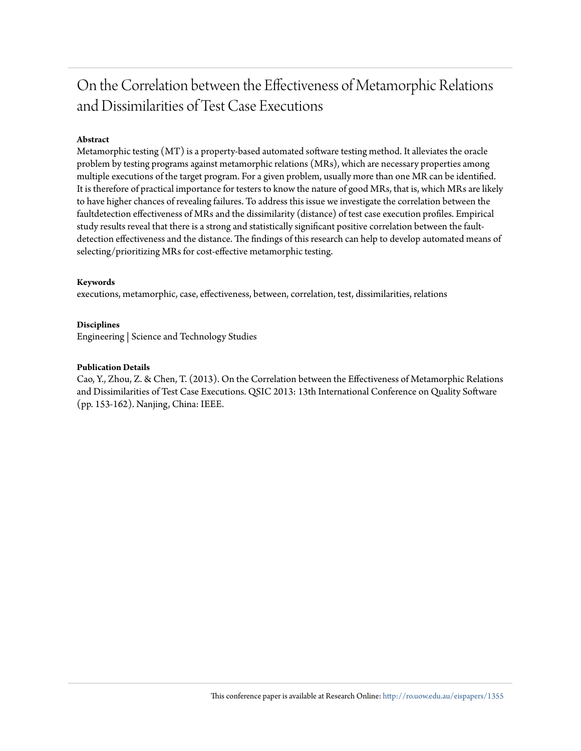# On the Correlation between the Effectiveness of Metamorphic Relations and Dissimilarities of Test Case Executions

**Abstract**

Metamorphic testing (MT) is a property-based automated software testing method. It alleviates the oracle problem by testing programs against metamorphic relations (MRs), which are necessary properties among multiple executions of the target program. For a given problem, usually more than one MR can be identified. It is therefore of practical importance for testers to know the nature of good MRs, that is, which MRs are likely to have higher chances of revealing failures. To address this issue we investigate the correlation between the faultdetection effectiveness of MRs and the dissimilarity (distance) of test case execution profiles. Empirical study results reveal that there is a strong and statistically significant positive correlation between the fault-detection effectiveness and the distance. The findings of this research can help to develop automated means of selecting/prioritizing MRs for cost-effective metamorphic testing.

**Keywords**

executions, metamorphic, case, effectiveness, between, correlation, test, dissimilarities, relations

**Disciplines**

Engineering | Science and Technology Studies

**Publication Details**

Cao, Y., Zhou, Z. & Chen, T. (2013). On the Correlation between the Effectiveness of Metamorphic Relations and Dissimilarities of Test Case Executions. QSIC 2013: 13th International Conference on Quality Software (pp. 153-162). Nanjing, China: IEEE.

This conference paper is available at Research Online: http://ro.uow.edu.au/eispapers/1355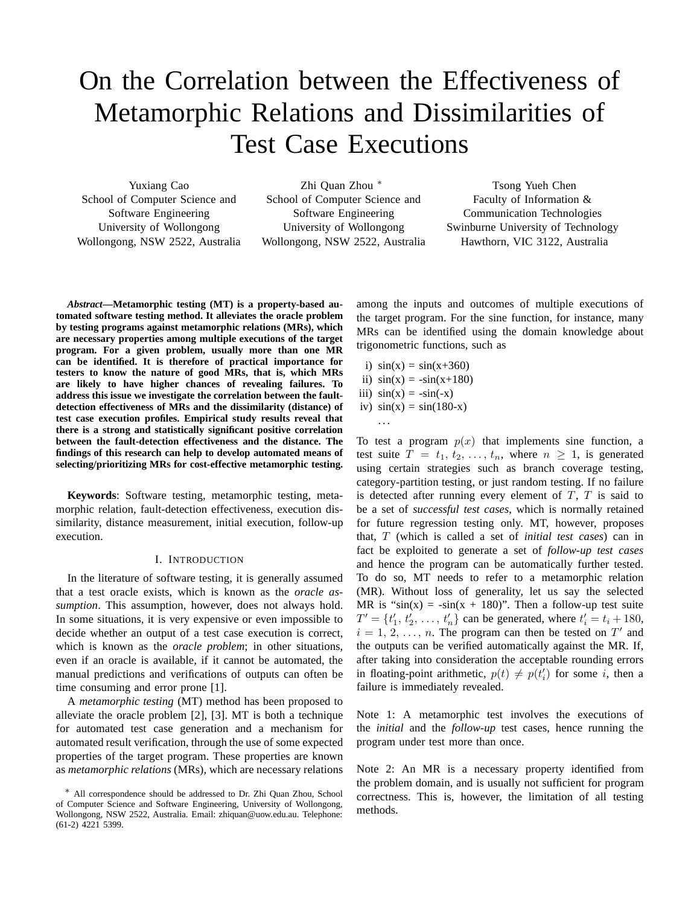# On the Correlation between the Effectiveness of Metamorphic Relations and Dissimilarities of Test Case Executions

Yuxiang Cao
School of Computer Science and Software Engineering
University of Wollongong
Wollongong, NSW 2522, Australia

Zhi Quan Zhou *
School of Computer Science and Software Engineering
University of Wollongong
Wollongong, NSW 2522, Australia

Tsong Yueh Chen
Faculty of Information & Communication Technologies
Swinburne University of Technology
Hawthorn, VIC 3122, Australia

***Abstract*—Metamorphic testing (MT) is a property-based automated software testing method. It alleviates the oracle problem by testing programs against metamorphic relations (MRs), which are necessary properties among multiple executions of the target program. For a given problem, usually more than one MR can be identified. It is therefore of practical importance for testers to know the nature of good MRs, that is, which MRs are likely to have higher chances of revealing failures. To address this issue we investigate the correlation between the fault-detection effectiveness of MRs and the dissimilarity (distance) of test case execution profiles. Empirical study results reveal that there is a strong and statistically significant positive correlation between the fault-detection effectiveness and the distance. The findings of this research can help to develop automated means of selecting/prioritizing MRs for cost-effective metamorphic testing.**

**Keywords**: Software testing, metamorphic testing, metamorphic relation, fault-detection effectiveness, execution dissimilarity, distance measurement, initial execution, follow-up execution.

## I. Introduction

In the literature of software testing, it is generally assumed that a test oracle exists, which is known as the *oracle assumption*. This assumption, however, does not always hold. In some situations, it is very expensive or even impossible to decide whether an output of a test case execution is correct, which is known as the *oracle problem*; in other situations, even if an oracle is available, if it cannot be automated, the manual predictions and verifications of outputs can often be time consuming and error prone [1].

A *metamorphic testing* (MT) method has been proposed to alleviate the oracle problem [2], [3]. MT is both a technique for automated test case generation and a mechanism for automated result verification, through the use of some expected properties of the target program. These properties are known as *metamorphic relations* (MRs), which are necessary relations among the inputs and outcomes of multiple executions of the target program. For the sine function, for instance, many MRs can be identified using the domain knowledge about trigonometric functions, such as

i) sin(x) = sin(x+360)
ii) sin(x) = -sin(x+180)
iii) sin(x) = -sin(-x)
iv) sin(x) = sin(180-x)
...

To test a program $p(x)$ that implements sine function, a test suite $T = t_1, t_2, \ldots, t_n$, where $n \geq 1$, is generated using certain strategies such as branch coverage testing, category-partition testing, or just random testing. If no failure is detected after running every element of $T$, $T$ is said to be a set of *successful test cases*, which is normally retained for future regression testing only. MT, however, proposes that, $T$ (which is called a set of *initial test cases*) can in fact be exploited to generate a set of *follow-up test cases* and hence the program can be automatically further tested. To do so, MT needs to refer to a metamorphic relation (MR). Without loss of generality, let us say the selected MR is "sin(x) = -sin(x + 180)". Then a follow-up test suite $T' = \{t'_1, t'_2, \ldots, t'_n\}$ can be generated, where $t'_i = t_i + 180$, $i = 1, 2, \ldots, n$. The program can then be tested on $T'$ and the outputs can be verified automatically against the MR. If, after taking into consideration the acceptable rounding errors in floating-point arithmetic, $p(t) \neq p(t'_i)$ for some $i$, then a failure is immediately revealed.

Note 1: A metamorphic test involves the executions of the *initial* and the *follow-up* test cases, hence running the program under test more than once.

Note 2: An MR is a necessary property identified from the problem domain, and is usually not sufficient for program correctness. This is, however, the limitation of all testing methods.

* All correspondence should be addressed to Dr. Zhi Quan Zhou, School of Computer Science and Software Engineering, University of Wollongong, Wollongong, NSW 2522, Australia. Email: zhiquan@uow.edu.au. Telephone: (61-2) 4221 5399.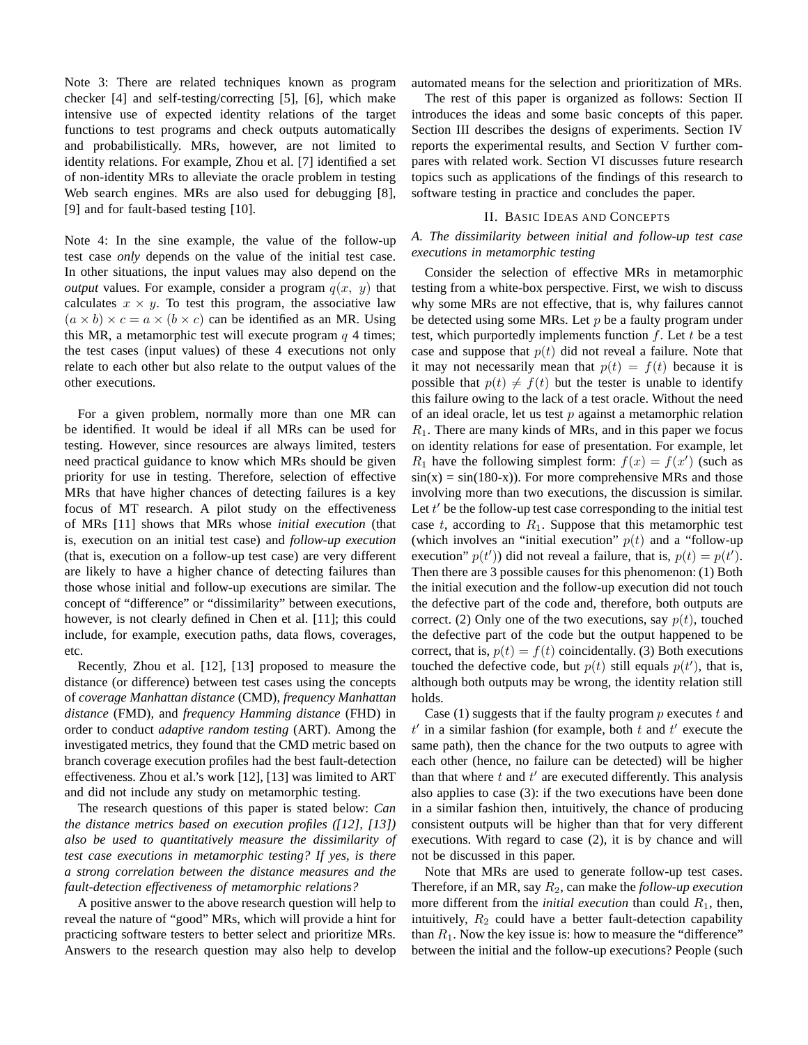Note 3: There are related techniques known as program checker [4] and self-testing/correcting [5], [6], which make intensive use of expected identity relations of the target functions to test programs and check outputs automatically and probabilistically. MRs, however, are not limited to identity relations. For example, Zhou et al. [7] identified a set of non-identity MRs to alleviate the oracle problem in testing Web search engines. MRs are also used for debugging [8], [9] and for fault-based testing [10].

Note 4: In the sine example, the value of the follow-up test case *only* depends on the value of the initial test case. In other situations, the input values may also depend on the *output* values. For example, consider a program $q(x,\ y)$ that calculates $x \times y$. To test this program, the associative law $(a \times b) \times c = a \times (b \times c)$ can be identified as an MR. Using this MR, a metamorphic test will execute program $q$ 4 times; the test cases (input values) of these 4 executions not only relate to each other but also relate to the output values of the other executions.

For a given problem, normally more than one MR can be identified. It would be ideal if all MRs can be used for testing. However, since resources are always limited, testers need practical guidance to know which MRs should be given priority for use in testing. Therefore, selection of effective MRs that have higher chances of detecting failures is a key focus of MT research. A pilot study on the effectiveness of MRs [11] shows that MRs whose *initial execution* (that is, execution on an initial test case) and *follow-up execution* (that is, execution on a follow-up test case) are very different are likely to have a higher chance of detecting failures than those whose initial and follow-up executions are similar. The concept of "difference" or "dissimilarity" between executions, however, is not clearly defined in Chen et al. [11]; this could include, for example, execution paths, data flows, coverages, etc.

Recently, Zhou et al. [12], [13] proposed to measure the distance (or difference) between test cases using the concepts of *coverage Manhattan distance* (CMD), *frequency Manhattan distance* (FMD), and *frequency Hamming distance* (FHD) in order to conduct *adaptive random testing* (ART). Among the investigated metrics, they found that the CMD metric based on branch coverage execution profiles had the best fault-detection effectiveness. Zhou et al.'s work [12], [13] was limited to ART and did not include any study on metamorphic testing.

The research questions of this paper is stated below: *Can the distance metrics based on execution profiles ([12], [13]) also be used to quantitatively measure the dissimilarity of test case executions in metamorphic testing? If yes, is there a strong correlation between the distance measures and the fault-detection effectiveness of metamorphic relations?*

A positive answer to the above research question will help to reveal the nature of "good" MRs, which will provide a hint for practicing software testers to better select and prioritize MRs. Answers to the research question may also help to develop automated means for the selection and prioritization of MRs.

The rest of this paper is organized as follows: Section II introduces the ideas and some basic concepts of this paper. Section III describes the designs of experiments. Section IV reports the experimental results, and Section V further compares with related work. Section VI discusses future research topics such as applications of the findings of this research to software testing in practice and concludes the paper.

## II. Basic Ideas and Concepts

### A. The dissimilarity between initial and follow-up test case executions in metamorphic testing

Consider the selection of effective MRs in metamorphic testing from a white-box perspective. First, we wish to discuss why some MRs are not effective, that is, why failures cannot be detected using some MRs. Let $p$ be a faulty program under test, which purportedly implements function $f$. Let $t$ be a test case and suppose that $p(t)$ did not reveal a failure. Note that it may not necessarily mean that $p(t) = f(t)$ because it is possible that $p(t) \neq f(t)$ but the tester is unable to identify this failure owing to the lack of a test oracle. Without the need of an ideal oracle, let us test $p$ against a metamorphic relation $R_1$. There are many kinds of MRs, and in this paper we focus on identity relations for ease of presentation. For example, let $R_1$ have the following simplest form: $f(x) = f(x')$ (such as sin(x) = sin(180-x)). For more comprehensive MRs and those involving more than two executions, the discussion is similar. Let $t'$ be the follow-up test case corresponding to the initial test case $t$, according to $R_1$. Suppose that this metamorphic test (which involves an "initial execution" $p(t)$ and a "follow-up execution" $p(t')$) did not reveal a failure, that is, $p(t) = p(t')$. Then there are 3 possible causes for this phenomenon: (1) Both the initial execution and the follow-up execution did not touch the defective part of the code and, therefore, both outputs are correct. (2) Only one of the two executions, say $p(t)$, touched the defective part of the code but the output happened to be correct, that is, $p(t) = f(t)$ coincidentally. (3) Both executions touched the defective code, but $p(t)$ still equals $p(t')$, that is, although both outputs may be wrong, the identity relation still holds.

Case (1) suggests that if the faulty program $p$ executes $t$ and $t'$ in a similar fashion (for example, both $t$ and $t'$ execute the same path), then the chance for the two outputs to agree with each other (hence, no failure can be detected) will be higher than that where $t$ and $t'$ are executed differently. This analysis also applies to case (3): if the two executions have been done in a similar fashion then, intuitively, the chance of producing consistent outputs will be higher than that for very different executions. With regard to case (2), it is by chance and will not be discussed in this paper.

Note that MRs are used to generate follow-up test cases. Therefore, if an MR, say $R_2$, can make the *follow-up execution* more different from the *initial execution* than could $R_1$, then, intuitively, $R_2$ could have a better fault-detection capability than $R_1$. Now the key issue is: how to measure the "difference" between the initial and the follow-up executions? People (such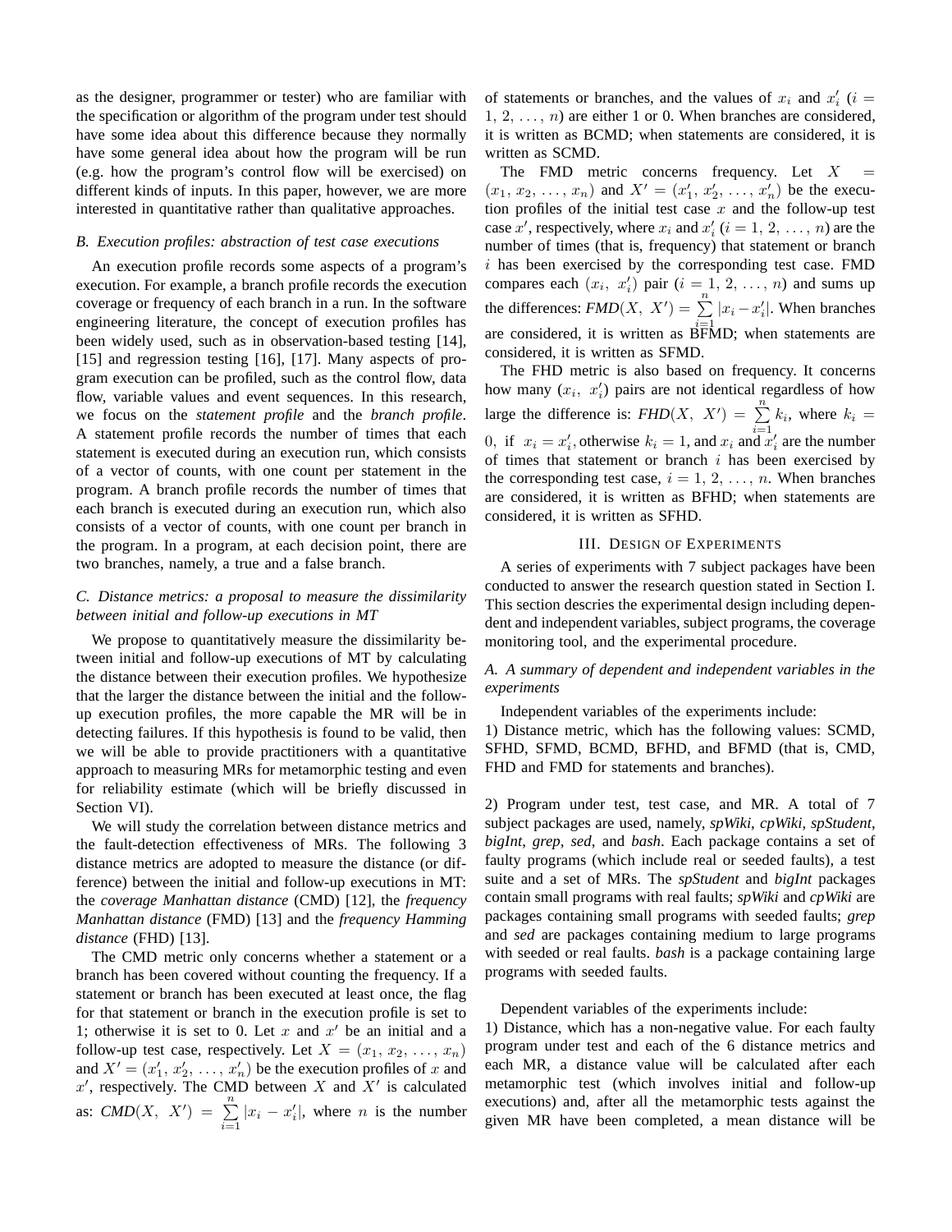as the designer, programmer or tester) who are familiar with the specification or algorithm of the program under test should have some idea about this difference because they normally have some general idea about how the program will be run (e.g. how the program's control flow will be exercised) on different kinds of inputs. In this paper, however, we are more interested in quantitative rather than qualitative approaches.

### B. Execution profiles: abstraction of test case executions

An execution profile records some aspects of a program's execution. For example, a branch profile records the execution coverage or frequency of each branch in a run. In the software engineering literature, the concept of execution profiles has been widely used, such as in observation-based testing [14], [15] and regression testing [16], [17]. Many aspects of program execution can be profiled, such as the control flow, data flow, variable values and event sequences. In this research, we focus on the *statement profile* and the *branch profile*. A statement profile records the number of times that each statement is executed during an execution run, which consists of a vector of counts, with one count per statement in the program. A branch profile records the number of times that each branch is executed during an execution run, which also consists of a vector of counts, with one count per branch in the program. In a program, at each decision point, there are two branches, namely, a true and a false branch.

### C. Distance metrics: a proposal to measure the dissimilarity between initial and follow-up executions in MT

We propose to quantitatively measure the dissimilarity between initial and follow-up executions of MT by calculating the distance between their execution profiles. We hypothesize that the larger the distance between the initial and the follow-up execution profiles, the more capable the MR will be in detecting failures. If this hypothesis is found to be valid, then we will be able to provide practitioners with a quantitative approach to measuring MRs for metamorphic testing and even for reliability estimate (which will be briefly discussed in Section VI).

We will study the correlation between distance metrics and the fault-detection effectiveness of MRs. The following 3 distance metrics are adopted to measure the distance (or difference) between the initial and follow-up executions in MT: the *coverage Manhattan distance* (CMD) [12], the *frequency Manhattan distance* (FMD) [13] and the *frequency Hamming distance* (FHD) [13].

The CMD metric only concerns whether a statement or a branch has been covered without counting the frequency. If a statement or branch has been executed at least once, the flag for that statement or branch in the execution profile is set to 1; otherwise it is set to 0. Let $x$ and $x'$ be an initial and a follow-up test case, respectively. Let $X = (x_1, x_2, \ldots, x_n)$ and $X' = (x'_1, x'_2, \ldots, x'_n)$ be the execution profiles of $x$ and $x'$, respectively. The CMD between $X$ and $X'$ is calculated as: $CMD(X, X') = \sum_{i=1}^{n} |x_i - x'_i|$, where $n$ is the number of statements or branches, and the values of $x_i$ and $x'_i$ ($i = 1, 2, \ldots, n$) are either 1 or 0. When branches are considered, it is written as BCMD; when statements are considered, it is written as SCMD.

The FMD metric concerns frequency. Let $X = (x_1, x_2, \ldots, x_n)$ and $X' = (x'_1, x'_2, \ldots, x'_n)$ be the execution profiles of the initial test case $x$ and the follow-up test case $x'$, respectively, where $x_i$ and $x'_i$ ($i = 1, 2, \ldots, n$) are the number of times (that is, frequency) that statement or branch $i$ has been exercised by the corresponding test case. FMD compares each $(x_i, x'_i)$ pair ($i = 1, 2, \ldots, n$) and sums up the differences: $FMD(X, X') = \sum_{i=1}^{n} |x_i - x'_i|$. When branches are considered, it is written as BFMD; when statements are considered, it is written as SFMD.

The FHD metric is also based on frequency. It concerns how many $(x_i, x'_i)$ pairs are not identical regardless of how large the difference is: $FHD(X, X') = \sum_{i=1}^{n} k_i$, where $k_i = 0$, if $x_i = x'_i$, otherwise $k_i = 1$, and $x_i$ and $x'_i$ are the number of times that statement or branch $i$ has been exercised by the corresponding test case, $i = 1, 2, \ldots, n$. When branches are considered, it is written as BFHD; when statements are considered, it is written as SFHD.

## III. Design of Experiments

A series of experiments with 7 subject packages have been conducted to answer the research question stated in Section I. This section descries the experimental design including dependent and independent variables, subject programs, the coverage monitoring tool, and the experimental procedure.

### A. A summary of dependent and independent variables in the experiments

Independent variables of the experiments include:

1) Distance metric, which has the following values: SCMD, SFHD, SFMD, BCMD, BFHD, and BFMD (that is, CMD, FHD and FMD for statements and branches).

2) Program under test, test case, and MR. A total of 7 subject packages are used, namely, *spWiki*, *cpWiki*, *spStudent*, *bigInt*, *grep*, *sed*, and *bash*. Each package contains a set of faulty programs (which include real or seeded faults), a test suite and a set of MRs. The *spStudent* and *bigInt* packages contain small programs with real faults; *spWiki* and *cpWiki* are packages containing small programs with seeded faults; *grep* and *sed* are packages containing medium to large programs with seeded or real faults. *bash* is a package containing large programs with seeded faults.

Dependent variables of the experiments include:

1) Distance, which has a non-negative value. For each faulty program under test and each of the 6 distance metrics and each MR, a distance value will be calculated after each metamorphic test (which involves initial and follow-up executions) and, after all the metamorphic tests against the given MR have been completed, a mean distance will be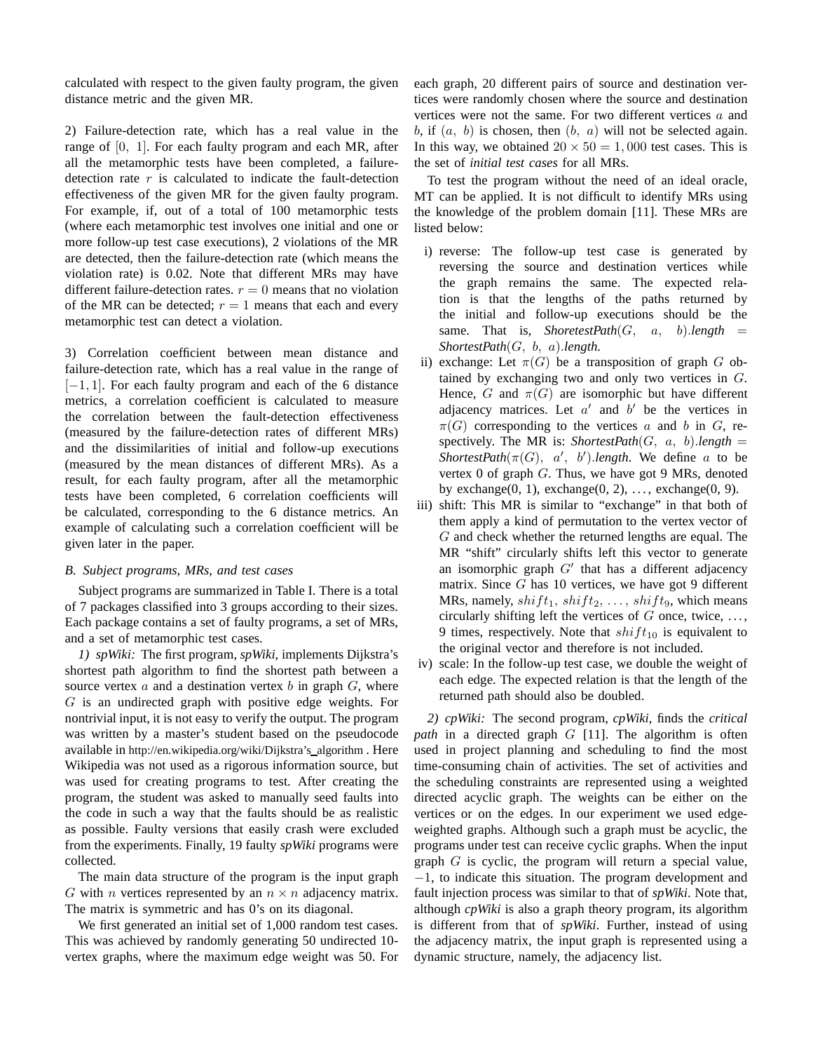calculated with respect to the given faulty program, the given distance metric and the given MR.

2) Failure-detection rate, which has a real value in the range of $[0,\ 1]$. For each faulty program and each MR, after all the metamorphic tests have been completed, a failure-detection rate $r$ is calculated to indicate the fault-detection effectiveness of the given MR for the given faulty program. For example, if, out of a total of 100 metamorphic tests (where each metamorphic test involves one initial and one or more follow-up test case executions), 2 violations of the MR are detected, then the failure-detection rate (which means the violation rate) is 0.02. Note that different MRs may have different failure-detection rates. $r = 0$ means that no violation of the MR can be detected; $r = 1$ means that each and every metamorphic test can detect a violation.

3) Correlation coefficient between mean distance and failure-detection rate, which has a real value in the range of $[-1, 1]$. For each faulty program and each of the 6 distance metrics, a correlation coefficient is calculated to measure the correlation between the fault-detection effectiveness (measured by the failure-detection rates of different MRs) and the dissimilarities of initial and follow-up executions (measured by the mean distances of different MRs). As a result, for each faulty program, after all the metamorphic tests have been completed, 6 correlation coefficients will be calculated, corresponding to the 6 distance metrics. An example of calculating such a correlation coefficient will be given later in the paper.

### B. Subject programs, MRs, and test cases

Subject programs are summarized in Table I. There is a total of 7 packages classified into 3 groups according to their sizes. Each package contains a set of faulty programs, a set of MRs, and a set of metamorphic test cases.

*1) spWiki:* The first program, *spWiki*, implements Dijkstra's shortest path algorithm to find the shortest path between a source vertex $a$ and a destination vertex $b$ in graph $G$, where $G$ is an undirected graph with positive edge weights. For nontrivial input, it is not easy to verify the output. The program was written by a master's student based on the pseudocode available in http://en.wikipedia.org/wiki/Dijkstra's_algorithm . Here Wikipedia was not used as a rigorous information source, but was used for creating programs to test. After creating the program, the student was asked to manually seed faults into the code in such a way that the faults should be as realistic as possible. Faulty versions that easily crash were excluded from the experiments. Finally, 19 faulty *spWiki* programs were collected.

The main data structure of the program is the input graph $G$ with $n$ vertices represented by an $n \times n$ adjacency matrix. The matrix is symmetric and has 0's on its diagonal.

We first generated an initial set of 1,000 random test cases. This was achieved by randomly generating 50 undirected 10-vertex graphs, where the maximum edge weight was 50. For each graph, 20 different pairs of source and destination vertices were randomly chosen where the source and destination vertices were not the same. For two different vertices $a$ and $b$, if $(a,\ b)$ is chosen, then $(b,\ a)$ will not be selected again. In this way, we obtained $20 \times 50 = 1,000$ test cases. This is the set of *initial test cases* for all MRs.

To test the program without the need of an ideal oracle, MT can be applied. It is not difficult to identify MRs using the knowledge of the problem domain [11]. These MRs are listed below:

i) reverse: The follow-up test case is generated by reversing the source and destination vertices while the graph remains the same. The expected relation is that the lengths of the paths returned by the initial and follow-up executions should be the same. That is, *ShoretestPath*$(G,\ a,\ b)$*.length* $=$ *ShortestPath*$(G,\ b,\ a)$*.length*.

ii) exchange: Let $\pi(G)$ be a transposition of graph $G$ obtained by exchanging two and only two vertices in $G$. Hence, $G$ and $\pi(G)$ are isomorphic but have different adjacency matrices. Let $a'$ and $b'$ be the vertices in $\pi(G)$ corresponding to the vertices $a$ and $b$ in $G$, respectively. The MR is: *ShortestPath*$(G,\ a,\ b)$*.length* $=$ *ShortestPath*$(\pi(G),\ a',\ b')$*.length*. We define $a$ to be vertex 0 of graph $G$. Thus, we have got 9 MRs, denoted by exchange(0, 1), exchange(0, 2), ..., exchange(0, 9).

iii) shift: This MR is similar to "exchange" in that both of them apply a kind of permutation to the vertex vector of $G$ and check whether the returned lengths are equal. The MR "shift" circularly shifts left this vector to generate an isomorphic graph $G'$ that has a different adjacency matrix. Since $G$ has 10 vertices, we have got 9 different MRs, namely, $shift_1,\ shift_2,\ \ldots,\ shift_9$, which means circularly shifting left the vertices of $G$ once, twice, ..., 9 times, respectively. Note that $shift_{10}$ is equivalent to the original vector and therefore is not included.

iv) scale: In the follow-up test case, we double the weight of each edge. The expected relation is that the length of the returned path should also be doubled.

*2) cpWiki:* The second program, *cpWiki*, finds the *critical path* in a directed graph $G$ [11]. The algorithm is often used in project planning and scheduling to find the most time-consuming chain of activities. The set of activities and the scheduling constraints are represented using a weighted directed acyclic graph. The weights can be either on the vertices or on the edges. In our experiment we used edge-weighted graphs. Although such a graph must be acyclic, the programs under test can receive cyclic graphs. When the input graph $G$ is cyclic, the program will return a special value, $-1$, to indicate this situation. The program development and fault injection process was similar to that of *spWiki*. Note that, although *cpWiki* is also a graph theory program, its algorithm is different from that of *spWiki*. Further, instead of using the adjacency matrix, the input graph is represented using a dynamic structure, namely, the adjacency list.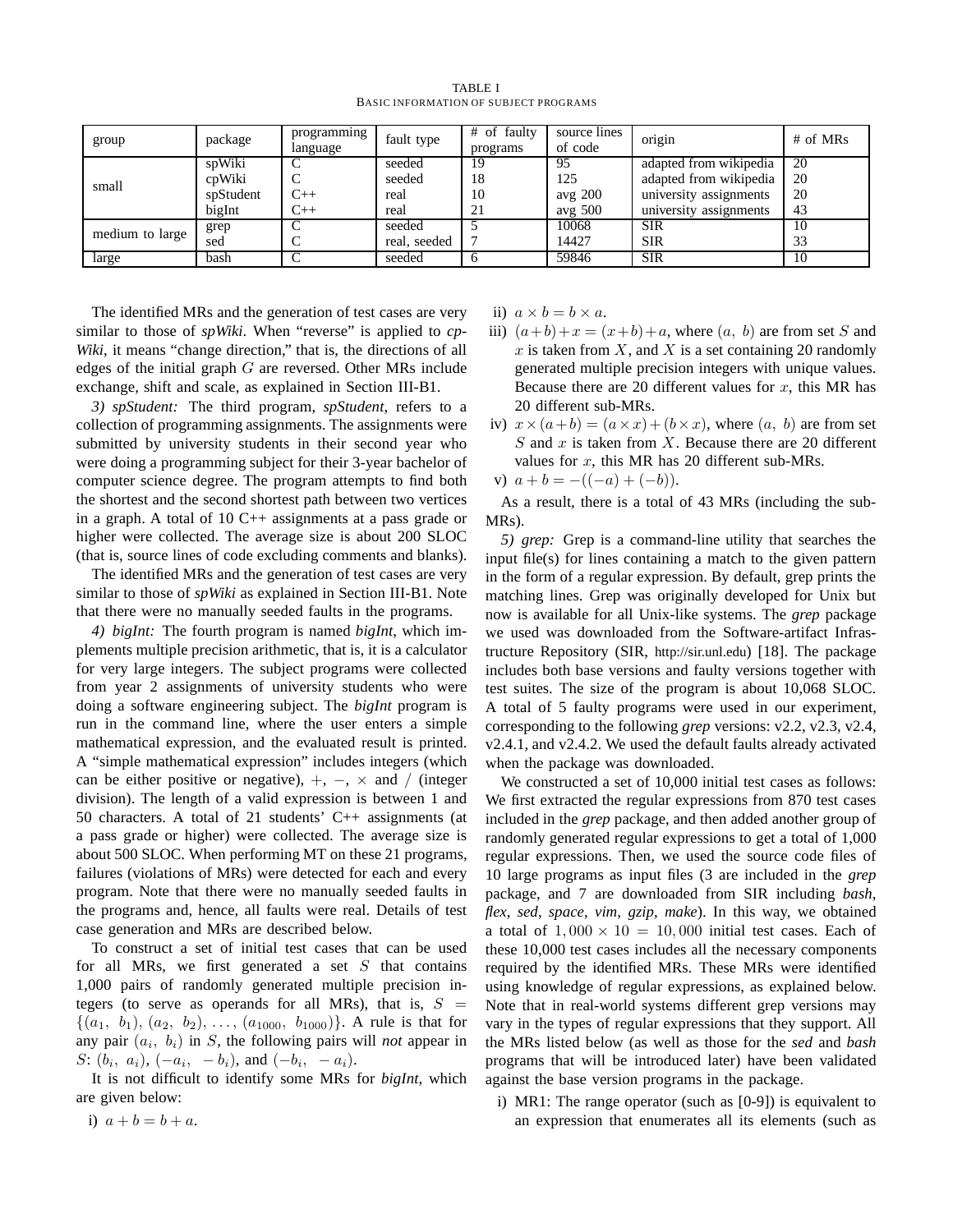TABLE I
BASIC INFORMATION OF SUBJECT PROGRAMS

| group | package | programming language | fault type | # of faulty programs | source lines of code | origin | # of MRs |
|---|---|---|---|---|---|---|---|
| small | spWiki | C | seeded | 19 | 95 | adapted from wikipedia | 20 |
| | cpWiki | C | seeded | 18 | 125 | adapted from wikipedia | 20 |
| | spStudent | C++ | real | 10 | avg 200 | university assignments | 20 |
| | bigInt | C++ | real | 21 | avg 500 | university assignments | 43 |
| medium to large | grep | C | seeded | 5 | 10068 | SIR | 10 |
| | sed | C | real, seeded | 7 | 14427 | SIR | 33 |
| large | bash | C | seeded | 6 | 59846 | SIR | 10 |

The identified MRs and the generation of test cases are very similar to those of *spWiki*. When "reverse" is applied to *cpWiki*, it means "change direction," that is, the directions of all edges of the initial graph $G$ are reversed. Other MRs include exchange, shift and scale, as explained in Section III-B1.

*3) spStudent:* The third program, *spStudent*, refers to a collection of programming assignments. The assignments were submitted by university students in their second year who were doing a programming subject for their 3-year bachelor of computer science degree. The program attempts to find both the shortest and the second shortest path between two vertices in a graph. A total of 10 C++ assignments at a pass grade or higher were collected. The average size is about 200 SLOC (that is, source lines of code excluding comments and blanks).

The identified MRs and the generation of test cases are very similar to those of *spWiki* as explained in Section III-B1. Note that there were no manually seeded faults in the programs.

*4) bigInt:* The fourth program is named *bigInt*, which implements multiple precision arithmetic, that is, it is a calculator for very large integers. The subject programs were collected from year 2 assignments of university students who were doing a software engineering subject. The *bigInt* program is run in the command line, where the user enters a simple mathematical expression, and the evaluated result is printed. A "simple mathematical expression" includes integers (which can be either positive or negative), $+$, $-$, $\times$ and $/$ (integer division). The length of a valid expression is between 1 and 50 characters. A total of 21 students' C++ assignments (at a pass grade or higher) were collected. The average size is about 500 SLOC. When performing MT on these 21 programs, failures (violations of MRs) were detected for each and every program. Note that there were no manually seeded faults in the programs and, hence, all faults were real. Details of test case generation and MRs are described below.

To construct a set of initial test cases that can be used for all MRs, we first generated a set $S$ that contains 1,000 pairs of randomly generated multiple precision integers (to serve as operands for all MRs), that is, $S = \{(a_1,\ b_1),\ (a_2,\ b_2),\ \ldots,\ (a_{1000},\ b_{1000})\}$. A rule is that for any pair $(a_i,\ b_i)$ in $S$, the following pairs will *not* appear in $S$: $(b_i,\ a_i)$, $(-a_i,\ -b_i)$, and $(-b_i,\ -a_i)$.

It is not difficult to identify some MRs for *bigInt*, which are given below:

i) $a + b = b + a$.

ii) $a \times b = b \times a$.

iii) $(a+b)+x = (x+b)+a$, where $(a,\ b)$ are from set $S$ and $x$ is taken from $X$, and $X$ is a set containing 20 randomly generated multiple precision integers with unique values. Because there are 20 different values for $x$, this MR has 20 different sub-MRs.

iv) $x \times (a+b) = (a \times x) + (b \times x)$, where $(a,\ b)$ are from set $S$ and $x$ is taken from $X$. Because there are 20 different values for $x$, this MR has 20 different sub-MRs.

v) $a + b = -((-a) + (-b))$.

As a result, there is a total of 43 MRs (including the sub-MRs).

*5) grep:* Grep is a command-line utility that searches the input file(s) for lines containing a match to the given pattern in the form of a regular expression. By default, grep prints the matching lines. Grep was originally developed for Unix but now is available for all Unix-like systems. The *grep* package we used was downloaded from the Software-artifact Infrastructure Repository (SIR, http://sir.unl.edu) [18]. The package includes both base versions and faulty versions together with test suites. The size of the program is about 10,068 SLOC. A total of 5 faulty programs were used in our experiment, corresponding to the following *grep* versions: v2.2, v2.3, v2.4, v2.4.1, and v2.4.2. We used the default faults already activated when the package was downloaded.

We constructed a set of 10,000 initial test cases as follows: We first extracted the regular expressions from 870 test cases included in the *grep* package, and then added another group of randomly generated regular expressions to get a total of 1,000 regular expressions. Then, we used the source code files of 10 large programs as input files (3 are included in the *grep* package, and 7 are downloaded from SIR including *bash*, *flex*, *sed*, *space*, *vim*, *gzip*, *make*). In this way, we obtained a total of $1,000 \times 10 = 10,000$ initial test cases. Each of these 10,000 test cases includes all the necessary components required by the identified MRs. These MRs were identified using knowledge of regular expressions, as explained below. Note that in real-world systems different grep versions may vary in the types of regular expressions that they support. All the MRs listed below (as well as those for the *sed* and *bash* programs that will be introduced later) have been validated against the base version programs in the package.

i) MR1: The range operator (such as [0-9]) is equivalent to an expression that enumerates all its elements (such as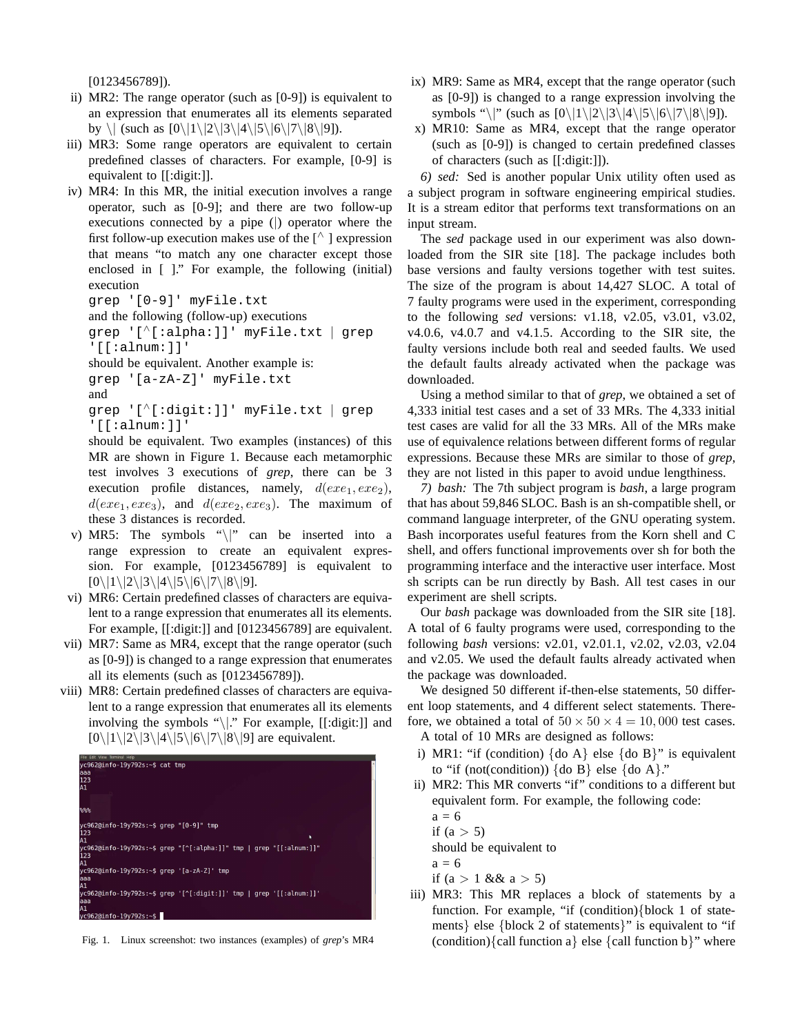[0123456789]).

ii) MR2: The range operator (such as [0-9]) is equivalent to an expression that enumerates all its elements separated by \| (such as [0\|1\|2\|3\|4\|5\|6\|7\|8\|9]).

iii) MR3: Some range operators are equivalent to certain predefined classes of characters. For example, [0-9] is equivalent to [[:digit:]].

iv) MR4: In this MR, the initial execution involves a range operator, such as [0-9]; and there are two follow-up executions connected by a pipe (|) operator where the first follow-up execution makes use of the [^ ] expression that means "to match any one character except those enclosed in [ ]." For example, the following (initial) execution

```
grep '[0-9]' myFile.txt
```

and the following (follow-up) executions

```
grep '[^[:alpha:]]' myFile.txt | grep '[[:alnum:]]'
```

should be equivalent. Another example is:

```
grep '[a-zA-Z]' myFile.txt
```

and

```
grep '[^[:digit:]]' myFile.txt | grep '[[:alnum:]]'
```

should be equivalent. Two examples (instances) of this MR are shown in Figure 1. Because each metamorphic test involves 3 executions of *grep*, there can be 3 execution profile distances, namely, $d(exe_1, exe_2)$, $d(exe_1, exe_3)$, and $d(exe_2, exe_3)$. The maximum of these 3 distances is recorded.

v) MR5: The symbols "\|" can be inserted into a range expression to create an equivalent expression. For example, [0123456789] is equivalent to [0\|1\|2\|3\|4\|5\|6\|7\|8\|9].

vi) MR6: Certain predefined classes of characters are equivalent to a range expression that enumerates all its elements. For example, [[:digit:]] and [0123456789] are equivalent.

vii) MR7: Same as MR4, except that the range operator (such as [0-9]) is changed to a range expression that enumerates all its elements (such as [0123456789]).

viii) MR8: Certain predefined classes of characters are equivalent to a range expression that enumerates all its elements involving the symbols "\|." For example, [[:digit:]] and [0\|1\|2\|3\|4\|5\|6\|7\|8\|9] are equivalent.

```
yc962@info-19y792s:~$ cat tmp
aaa
123
A1

%%%

yc962@info-19y792s:~$ grep "[0-9]" tmp
123
A1
yc962@info-19y792s:~$ grep "[^[:alpha:]]" tmp | grep "[[:alnum:]]"
123
A1
yc962@info-19y792s:~$ grep '[a-zA-Z]' tmp
aaa
A1
yc962@info-19y792s:~$ grep '[^[:digit:]]' tmp | grep '[[:alnum:]]'
aaa
A1
yc962@info-19y792s:~$
```

Fig. 1. Linux screenshot: two instances (examples) of *grep*'s MR4

ix) MR9: Same as MR4, except that the range operator (such as [0-9]) is changed to a range expression involving the symbols "\|" (such as [0\|1\|2\|3\|4\|5\|6\|7\|8\|9]).

x) MR10: Same as MR4, except that the range operator (such as [0-9]) is changed to certain predefined classes of characters (such as [[:digit:]]).

*6) sed:* Sed is another popular Unix utility often used as a subject program in software engineering empirical studies. It is a stream editor that performs text transformations on an input stream.

The *sed* package used in our experiment was also downloaded from the SIR site [18]. The package includes both base versions and faulty versions together with test suites. The size of the program is about 14,427 SLOC. A total of 7 faulty programs were used in the experiment, corresponding to the following *sed* versions: v1.18, v2.05, v3.01, v3.02, v4.0.6, v4.0.7 and v4.1.5. According to the SIR site, the faulty versions include both real and seeded faults. We used the default faults already activated when the package was downloaded.

Using a method similar to that of *grep*, we obtained a set of 4,333 initial test cases and a set of 33 MRs. The 4,333 initial test cases are valid for all the 33 MRs. All of the MRs make use of equivalence relations between different forms of regular expressions. Because these MRs are similar to those of *grep*, they are not listed in this paper to avoid undue lengthiness.

*7) bash:* The 7th subject program is *bash*, a large program that has about 59,846 SLOC. Bash is an sh-compatible shell, or command language interpreter, of the GNU operating system. Bash incorporates useful features from the Korn shell and C shell, and offers functional improvements over sh for both the programming interface and the interactive user interface. Most sh scripts can be run directly by Bash. All test cases in our experiment are shell scripts.

Our *bash* package was downloaded from the SIR site [18]. A total of 6 faulty programs were used, corresponding to the following *bash* versions: v2.01, v2.01.1, v2.02, v2.03, v2.04 and v2.05. We used the default faults already activated when the package was downloaded.

We designed 50 different if-then-else statements, 50 different loop statements, and 4 different select statements. Therefore, we obtained a total of $50 \times 50 \times 4 = 10,000$ test cases.

A total of 10 MRs are designed as follows:

i) MR1: "if (condition) {do A} else {do B}" is equivalent to "if (not(condition)) {do B} else {do A}."

ii) MR2: This MR converts "if" conditions to a different but equivalent form. For example, the following code:
a = 6
if (a > 5)
should be equivalent to
a = 6
if (a > 1 && a > 5)

iii) MR3: This MR replaces a block of statements by a function. For example, "if (condition){block 1 of statements} else {block 2 of statements}" is equivalent to "if (condition){call function a} else {call function b}" where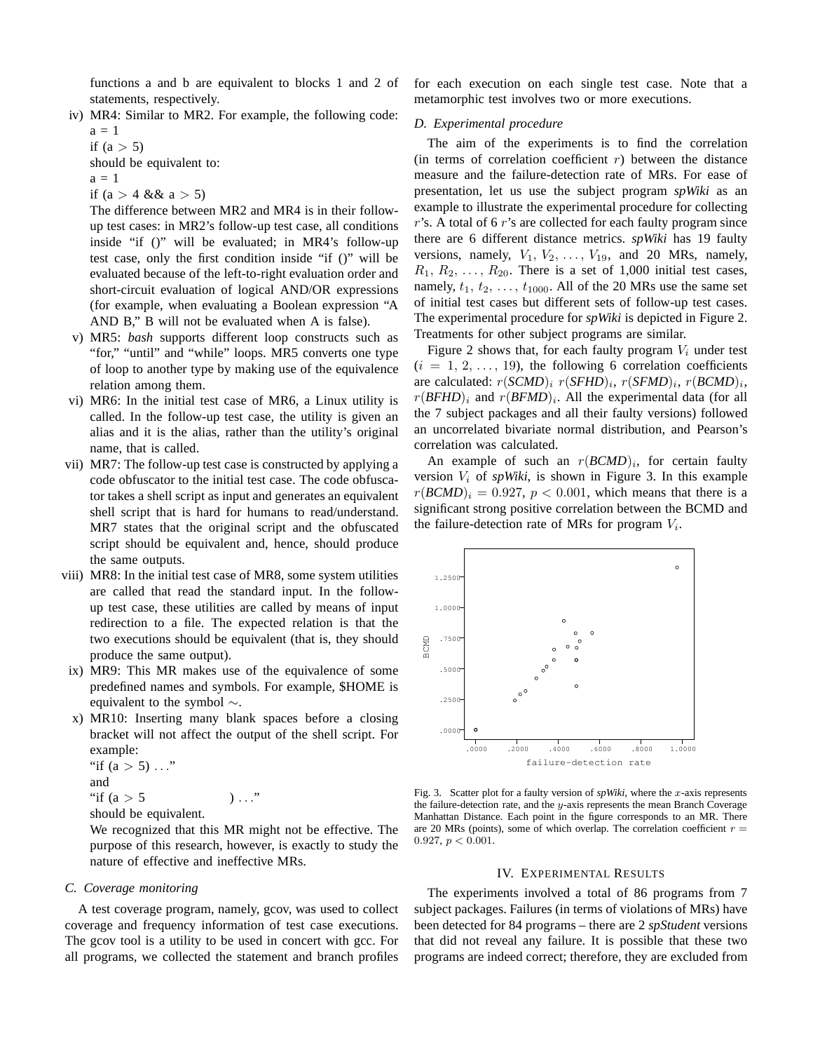functions a and b are equivalent to blocks 1 and 2 of statements, respectively.

iv) MR4: Similar to MR2. For example, the following code:

```
a = 1
if (a > 5)
```

should be equivalent to:

```
a = 1
if (a > 4 && a > 5)
```

The difference between MR2 and MR4 is in their follow-up test cases: in MR2's follow-up test case, all conditions inside "if ()" will be evaluated; in MR4's follow-up test case, only the first condition inside "if ()" will be evaluated because of the left-to-right evaluation order and short-circuit evaluation of logical AND/OR expressions (for example, when evaluating a Boolean expression "A AND B," B will not be evaluated when A is false).

v) MR5: *bash* supports different loop constructs such as "for," "until" and "while" loops. MR5 converts one type of loop to another type by making use of the equivalence relation among them.

vi) MR6: In the initial test case of MR6, a Linux utility is called. In the follow-up test case, the utility is given an alias and it is the alias, rather than the utility's original name, that is called.

vii) MR7: The follow-up test case is constructed by applying a code obfuscator to the initial test case. The code obfuscator takes a shell script as input and generates an equivalent shell script that is hard for humans to read/understand. MR7 states that the original script and the obfuscated script should be equivalent and, hence, should produce the same outputs.

viii) MR8: In the initial test case of MR8, some system utilities are called that read the standard input. In the follow-up test case, these utilities are called by means of input redirection to a file. The expected relation is that the two executions should be equivalent (that is, they should produce the same output).

ix) MR9: This MR makes use of the equivalence of some predefined names and symbols. For example, $HOME is equivalent to the symbol ~.

x) MR10: Inserting many blank spaces before a closing bracket will not affect the output of the shell script. For example:

"if (a > 5) . . ."

and

"if (a > 5                    ) . . ."

should be equivalent.

We recognized that this MR might not be effective. The purpose of this research, however, is exactly to study the nature of effective and ineffective MRs.

### C. Coverage monitoring

A test coverage program, namely, gcov, was used to collect coverage and frequency information of test case executions. The gcov tool is a utility to be used in concert with gcc. For all programs, we collected the statement and branch profiles for each execution on each single test case. Note that a metamorphic test involves two or more executions.

### D. Experimental procedure

The aim of the experiments is to find the correlation (in terms of correlation coefficient $r$) between the distance measure and the failure-detection rate of MRs. For ease of presentation, let us use the subject program *spWiki* as an example to illustrate the experimental procedure for collecting $r$'s. A total of 6 $r$'s are collected for each faulty program since there are 6 different distance metrics. *spWiki* has 19 faulty versions, namely, $V_1, V_2, \ldots, V_{19}$, and 20 MRs, namely, $R_1, R_2, \ldots, R_{20}$. There is a set of 1,000 initial test cases, namely, $t_1, t_2, \ldots, t_{1000}$. All of the 20 MRs use the same set of initial test cases but different sets of follow-up test cases. The experimental procedure for *spWiki* is depicted in Figure 2. Treatments for other subject programs are similar.

Figure 2 shows that, for each faulty program $V_i$ under test ($i = 1, 2, \ldots, 19$), the following 6 correlation coefficients are calculated: $r(SCMD)_i$ $r(SFHD)_i$, $r(SFMD)_i$, $r(BCMD)_i$, $r(BFHD)_i$ and $r(BFMD)_i$. All the experimental data (for all the 7 subject packages and all their faulty versions) followed an uncorrelated bivariate normal distribution, and Pearson's correlation was calculated.

An example of such an $r(BCMD)_i$, for certain faulty version $V_i$ of *spWiki*, is shown in Figure 3. In this example $r(BCMD)_i = 0.927$, $p < 0.001$, which means that there is a significant strong positive correlation between the BCMD and the failure-detection rate of MRs for program $V_i$.

Fig. 3. Scatter plot for a faulty version of *spWiki*, where the $x$-axis represents the failure-detection rate, and the $y$-axis represents the mean Branch Coverage Manhattan Distance. Each point in the figure corresponds to an MR. There are 20 MRs (points), some of which overlap. The correlation coefficient $r = 0.927$, $p < 0.001$.

## IV. Experimental Results

The experiments involved a total of 86 programs from 7 subject packages. Failures (in terms of violations of MRs) have been detected for 84 programs – there are 2 *spStudent* versions that did not reveal any failure. It is possible that these two programs are indeed correct; therefore, they are excluded from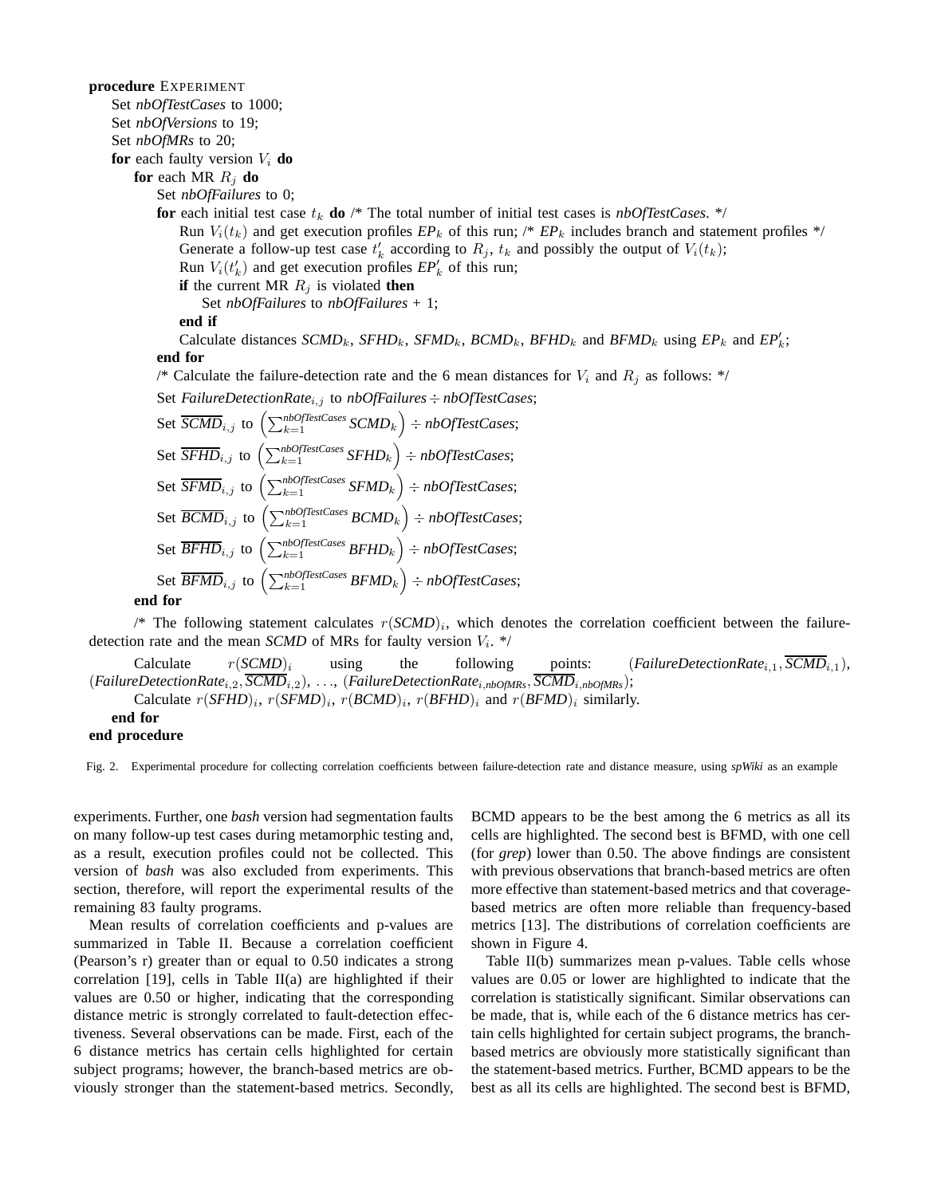```
procedure EXPERIMENT
    Set nbOfTestCases to 1000;
    Set nbOfVersions to 19;
    Set nbOfMRs to 20;
    for each faulty version V_i do
        for each MR R_j do
            Set nbOfFailures to 0;
            for each initial test case t_k do /* The total number of initial test cases is nbOfTestCases. */
                Run V_i(t_k) and get execution profiles EP_k of this run; /* EP_k includes branch and statement profiles */
                Generate a follow-up test case t'_k according to R_j, t_k and possibly the output of V_i(t_k);
                Run V_i(t'_k) and get execution profiles EP'_k of this run;
                if the current MR R_j is violated then
                    Set nbOfFailures to nbOfFailures + 1;
                end if
                Calculate distances SCMD_k, SFHD_k, SFMD_k, BCMD_k, BFHD_k and BFMD_k using EP_k and EP'_k;
            end for
            /* Calculate the failure-detection rate and the 6 mean distances for V_i and R_j as follows: */
            Set FailureDetectionRate_{i,j} to nbOfFailures ÷ nbOfTestCases;
            Set mean(SCMD)_{i,j} to (sum_{k=1}^{nbOfTestCases} SCMD_k) ÷ nbOfTestCases;
            Set mean(SFHD)_{i,j} to (sum_{k=1}^{nbOfTestCases} SFHD_k) ÷ nbOfTestCases;
            Set mean(SFMD)_{i,j} to (sum_{k=1}^{nbOfTestCases} SFMD_k) ÷ nbOfTestCases;
            Set mean(BCMD)_{i,j} to (sum_{k=1}^{nbOfTestCases} BCMD_k) ÷ nbOfTestCases;
            Set mean(BFHD)_{i,j} to (sum_{k=1}^{nbOfTestCases} BFHD_k) ÷ nbOfTestCases;
            Set mean(BFMD)_{i,j} to (sum_{k=1}^{nbOfTestCases} BFMD_k) ÷ nbOfTestCases;
        end for
        /* The following statement calculates r(SCMD)_i, which denotes the correlation coefficient between the failure-detection rate and the mean SCMD of MRs for faulty version V_i. */
        Calculate r(SCMD)_i using the following points: (FailureDetectionRate_{i,1}, mean(SCMD)_{i,1}), (FailureDetectionRate_{i,2}, mean(SCMD)_{i,2}), ..., (FailureDetectionRate_{i,nbOfMRs}, mean(SCMD)_{i,nbOfMRs});
        Calculate r(SFHD)_i, r(SFMD)_i, r(BCMD)_i, r(BFHD)_i and r(BFMD)_i similarly.
    end for
end procedure
```

Fig. 2. Experimental procedure for collecting correlation coefficients between failure-detection rate and distance measure, using *spWiki* as an example

experiments. Further, one *bash* version had segmentation faults on many follow-up test cases during metamorphic testing and, as a result, execution profiles could not be collected. This version of *bash* was also excluded from experiments. This section, therefore, will report the experimental results of the remaining 83 faulty programs.

Mean results of correlation coefficients and p-values are summarized in Table II. Because a correlation coefficient (Pearson's r) greater than or equal to 0.50 indicates a strong correlation [19], cells in Table II(a) are highlighted if their values are 0.50 or higher, indicating that the corresponding distance metric is strongly correlated to fault-detection effectiveness. Several observations can be made. First, each of the 6 distance metrics has certain cells highlighted for certain subject programs; however, the branch-based metrics are obviously stronger than the statement-based metrics. Secondly, BCMD appears to be the best among the 6 metrics as all its cells are highlighted. The second best is BFMD, with one cell (for *grep*) lower than 0.50. The above findings are consistent with previous observations that branch-based metrics are often more effective than statement-based metrics and that coverage-based metrics are often more reliable than frequency-based metrics [13]. The distributions of correlation coefficients are shown in Figure 4.

Table II(b) summarizes mean p-values. Table cells whose values are 0.05 or lower are highlighted to indicate that the correlation is statistically significant. Similar observations can be made, that is, while each of the 6 distance metrics has certain cells highlighted for certain subject programs, the branch-based metrics are obviously more statistically significant than the statement-based metrics. Further, BCMD appears to be the best as all its cells are highlighted. The second best is BFMD,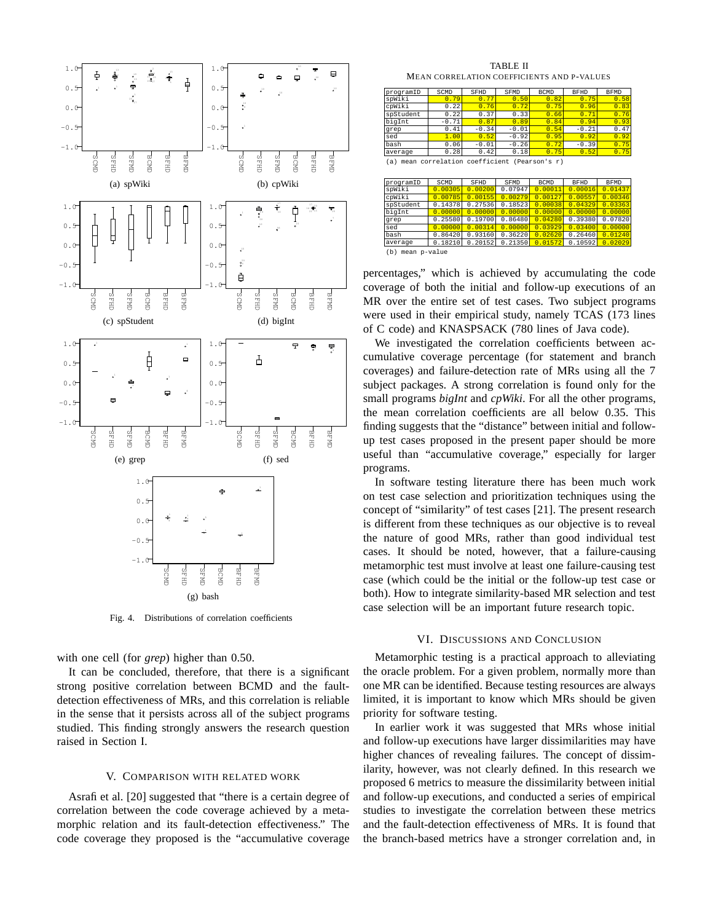Fig. 4. Distributions of correlation coefficients

with one cell (for *grep*) higher than 0.50.

It can be concluded, therefore, that there is a significant strong positive correlation between BCMD and the fault-detection effectiveness of MRs, and this correlation is reliable in the sense that it persists across all of the subject programs studied. This finding strongly answers the research question raised in Section I.

## V. Comparison with Related Work

Asrafi et al. [20] suggested that "there is a certain degree of correlation between the code coverage achieved by a metamorphic relation and its fault-detection effectiveness." The code coverage they proposed is the "accumulative coverage percentages," which is achieved by accumulating the code coverage of both the initial and follow-up executions of an MR over the entire set of test cases. Two subject programs were used in their empirical study, namely TCAS (173 lines of C code) and KNASPSACK (780 lines of Java code).

We investigated the correlation coefficients between accumulative coverage percentage (for statement and branch coverages) and failure-detection rate of MRs using all the 7 subject packages. A strong correlation is found only for the small programs *bigInt* and *cpWiki*. For all the other programs, the mean correlation coefficients are all below 0.35. This finding suggests that the "distance" between initial and follow-up test cases proposed in the present paper should be more useful than "accumulative coverage," especially for larger programs.

In software testing literature there has been much work on test case selection and prioritization techniques using the concept of "similarity" of test cases [21]. The present research is different from these techniques as our objective is to reveal the nature of good MRs, rather than good individual test cases. It should be noted, however, that a failure-causing metamorphic test must involve at least one failure-causing test case (which could be the initial or the follow-up test case or both). How to integrate similarity-based MR selection and test case selection will be an important future research topic.

TABLE II
Mean Correlation Coefficients and P-Values

| programID | SCMD | SFHD | SFMD | BCMD | BFHD | BFMD |
|---|---|---|---|---|---|---|
| spWiki | 0.79 | 0.77 | 0.50 | 0.82 | 0.75 | 0.58 |
| cpWiki | 0.22 | 0.76 | 0.72 | 0.75 | 0.96 | 0.83 |
| spStudent | 0.22 | 0.37 | 0.33 | 0.66 | 0.71 | 0.76 |
| bigInt | -0.71 | 0.87 | 0.89 | 0.84 | 0.94 | 0.93 |
| grep | 0.41 | -0.34 | -0.01 | 0.54 | -0.21 | 0.47 |
| sed | 1.00 | 0.52 | -0.92 | 0.95 | 0.92 | 0.92 |
| bash | 0.06 | -0.01 | -0.26 | 0.72 | -0.39 | 0.75 |
| average | 0.28 | 0.42 | 0.18 | 0.75 | 0.52 | 0.75 |

(a) mean correlation coefficient (Pearson's r)

| programID | SCMD | SFHD | SFMD | BCMD | BFHD | BFMD |
|---|---|---|---|---|---|---|
| spWiki | 0.00305 | 0.00200 | 0.07947 | 0.00011 | 0.00016 | 0.01437 |
| cpWiki | 0.00785 | 0.00155 | 0.00279 | 0.00127 | 0.00557 | 0.00346 |
| spStudent | 0.14378 | 0.27536 | 0.18523 | 0.00038 | 0.04329 | 0.03363 |
| bigInt | 0.00000 | 0.00000 | 0.00000 | 0.00000 | 0.00000 | 0.00000 |
| grep | 0.25580 | 0.19700 | 0.86480 | 0.04280 | 0.39380 | 0.07820 |
| sed | 0.00000 | 0.00314 | 0.00000 | 0.03929 | 0.03400 | 0.00000 |
| bash | 0.86420 | 0.93160 | 0.36220 | 0.02620 | 0.26460 | 0.01240 |
| average | 0.18210 | 0.20152 | 0.21350 | 0.01572 | 0.10592 | 0.02029 |

(b) mean p-value

## VI. Discussions and Conclusion

Metamorphic testing is a practical approach to alleviating the oracle problem. For a given problem, normally more than one MR can be identified. Because testing resources are always limited, it is important to know which MRs should be given priority for software testing.

In earlier work it was suggested that MRs whose initial and follow-up executions have larger dissimilarities may have higher chances of revealing failures. The concept of dissimilarity, however, was not clearly defined. In this research we proposed 6 metrics to measure the dissimilarity between initial and follow-up executions, and conducted a series of empirical studies to investigate the correlation between these metrics and the fault-detection effectiveness of MRs. It is found that the branch-based metrics have a stronger correlation and, in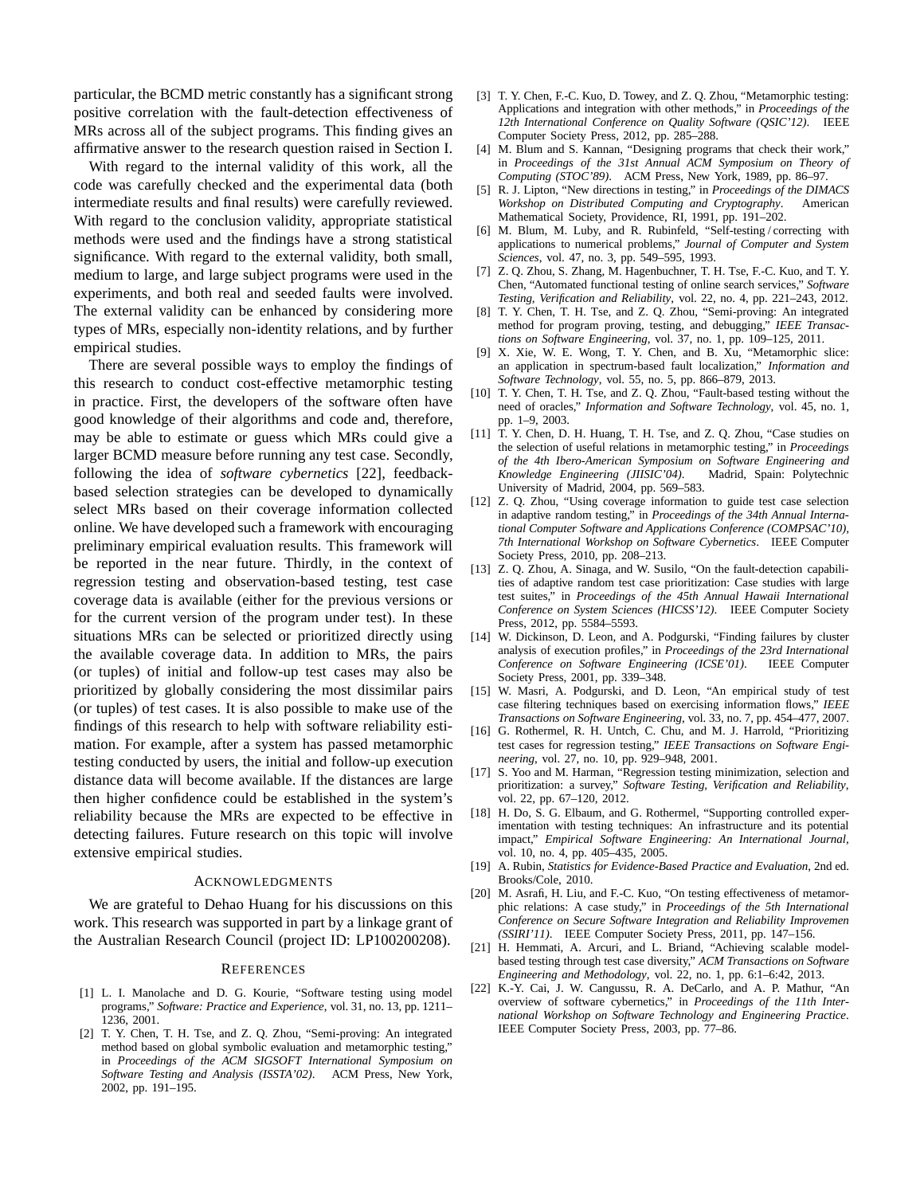particular, the BCMD metric constantly has a significant strong positive correlation with the fault-detection effectiveness of MRs across all of the subject programs. This finding gives an affirmative answer to the research question raised in Section I.

With regard to the internal validity of this work, all the code was carefully checked and the experimental data (both intermediate results and final results) were carefully reviewed. With regard to the conclusion validity, appropriate statistical methods were used and the findings have a strong statistical significance. With regard to the external validity, both small, medium to large, and large subject programs were used in the experiments, and both real and seeded faults were involved. The external validity can be enhanced by considering more types of MRs, especially non-identity relations, and by further empirical studies.

There are several possible ways to employ the findings of this research to conduct cost-effective metamorphic testing in practice. First, the developers of the software often have good knowledge of their algorithms and code and, therefore, may be able to estimate or guess which MRs could give a larger BCMD measure before running any test case. Secondly, following the idea of *software cybernetics* [22], feedback-based selection strategies can be developed to dynamically select MRs based on their coverage information collected online. We have developed such a framework with encouraging preliminary empirical evaluation results. This framework will be reported in the near future. Thirdly, in the context of regression testing and observation-based testing, test case coverage data is available (either for the previous versions or for the current version of the program under test). In these situations MRs can be selected or prioritized directly using the available coverage data. In addition to MRs, the pairs (or tuples) of initial and follow-up test cases may also be prioritized by globally considering the most dissimilar pairs (or tuples) of test cases. It is also possible to make use of the findings of this research to help with software reliability estimation. For example, after a system has passed metamorphic testing conducted by users, the initial and follow-up execution distance data will become available. If the distances are large then higher confidence could be established in the system's reliability because the MRs are expected to be effective in detecting failures. Future research on this topic will involve extensive empirical studies.

## Acknowledgments

We are grateful to Dehao Huang for his discussions on this work. This research was supported in part by a linkage grant of the Australian Research Council (project ID: LP100200208).

## References

[1] L. I. Manolache and D. G. Kourie, "Software testing using model programs," *Software: Practice and Experience*, vol. 31, no. 13, pp. 1211–1236, 2001.

[2] T. Y. Chen, T. H. Tse, and Z. Q. Zhou, "Semi-proving: An integrated method based on global symbolic evaluation and metamorphic testing," in *Proceedings of the ACM SIGSOFT International Symposium on Software Testing and Analysis (ISSTA'02)*. ACM Press, New York, 2002, pp. 191–195.

[3] T. Y. Chen, F.-C. Kuo, D. Towey, and Z. Q. Zhou, "Metamorphic testing: Applications and integration with other methods," in *Proceedings of the 12th International Conference on Quality Software (QSIC'12)*. IEEE Computer Society Press, 2012, pp. 285–288.

[4] M. Blum and S. Kannan, "Designing programs that check their work," in *Proceedings of the 31st Annual ACM Symposium on Theory of Computing (STOC'89)*. ACM Press, New York, 1989, pp. 86–97.

[5] R. J. Lipton, "New directions in testing," in *Proceedings of the DIMACS Workshop on Distributed Computing and Cryptography*. American Mathematical Society, Providence, RI, 1991, pp. 191–202.

[6] M. Blum, M. Luby, and R. Rubinfeld, "Self-testing / correcting with applications to numerical problems," *Journal of Computer and System Sciences*, vol. 47, no. 3, pp. 549–595, 1993.

[7] Z. Q. Zhou, S. Zhang, M. Hagenbuchner, T. H. Tse, F.-C. Kuo, and T. Y. Chen, "Automated functional testing of online search services," *Software Testing, Verification and Reliability*, vol. 22, no. 4, pp. 221–243, 2012.

[8] T. Y. Chen, T. H. Tse, and Z. Q. Zhou, "Semi-proving: An integrated method for program proving, testing, and debugging," *IEEE Transactions on Software Engineering*, vol. 37, no. 1, pp. 109–125, 2011.

[9] X. Xie, W. E. Wong, T. Y. Chen, and B. Xu, "Metamorphic slice: an application in spectrum-based fault localization," *Information and Software Technology*, vol. 55, no. 5, pp. 866–879, 2013.

[10] T. Y. Chen, T. H. Tse, and Z. Q. Zhou, "Fault-based testing without the need of oracles," *Information and Software Technology*, vol. 45, no. 1, pp. 1–9, 2003.

[11] T. Y. Chen, D. H. Huang, T. H. Tse, and Z. Q. Zhou, "Case studies on the selection of useful relations in metamorphic testing," in *Proceedings of the 4th Ibero-American Symposium on Software Engineering and Knowledge Engineering (JIISIC'04)*. Madrid, Spain: Polytechnic University of Madrid, 2004, pp. 569–583.

[12] Z. Q. Zhou, "Using coverage information to guide test case selection in adaptive random testing," in *Proceedings of the 34th Annual International Computer Software and Applications Conference (COMPSAC'10), 7th International Workshop on Software Cybernetics*. IEEE Computer Society Press, 2010, pp. 208–213.

[13] Z. Q. Zhou, A. Sinaga, and W. Susilo, "On the fault-detection capabilities of adaptive random test case prioritization: Case studies with large test suites," in *Proceedings of the 45th Annual Hawaii International Conference on System Sciences (HICSS'12)*. IEEE Computer Society Press, 2012, pp. 5584–5593.

[14] W. Dickinson, D. Leon, and A. Podgurski, "Finding failures by cluster analysis of execution profiles," in *Proceedings of the 23rd International Conference on Software Engineering (ICSE'01)*. IEEE Computer Society Press, 2001, pp. 339–348.

[15] W. Masri, A. Podgurski, and D. Leon, "An empirical study of test case filtering techniques based on exercising information flows," *IEEE Transactions on Software Engineering*, vol. 33, no. 7, pp. 454–477, 2007.

[16] G. Rothermel, R. H. Untch, C. Chu, and M. J. Harrold, "Prioritizing test cases for regression testing," *IEEE Transactions on Software Engineering*, vol. 27, no. 10, pp. 929–948, 2001.

[17] S. Yoo and M. Harman, "Regression testing minimization, selection and prioritization: a survey," *Software Testing, Verification and Reliability*, vol. 22, pp. 67–120, 2012.

[18] H. Do, S. G. Elbaum, and G. Rothermel, "Supporting controlled experimentation with testing techniques: An infrastructure and its potential impact," *Empirical Software Engineering: An International Journal*, vol. 10, no. 4, pp. 405–435, 2005.

[19] A. Rubin, *Statistics for Evidence-Based Practice and Evaluation*, 2nd ed. Brooks/Cole, 2010.

[20] M. Asrafi, H. Liu, and F.-C. Kuo, "On testing effectiveness of metamorphic relations: A case study," in *Proceedings of the 5th International Conference on Secure Software Integration and Reliability Improvemen (SSIRI'11)*. IEEE Computer Society Press, 2011, pp. 147–156.

[21] H. Hemmati, A. Arcuri, and L. Briand, "Achieving scalable model-based testing through test case diversity," *ACM Transactions on Software Engineering and Methodology*, vol. 22, no. 1, pp. 6:1–6:42, 2013.

[22] K.-Y. Cai, J. W. Cangussu, R. A. DeCarlo, and A. P. Mathur, "An overview of software cybernetics," in *Proceedings of the 11th International Workshop on Software Technology and Engineering Practice*. IEEE Computer Society Press, 2003, pp. 77–86.